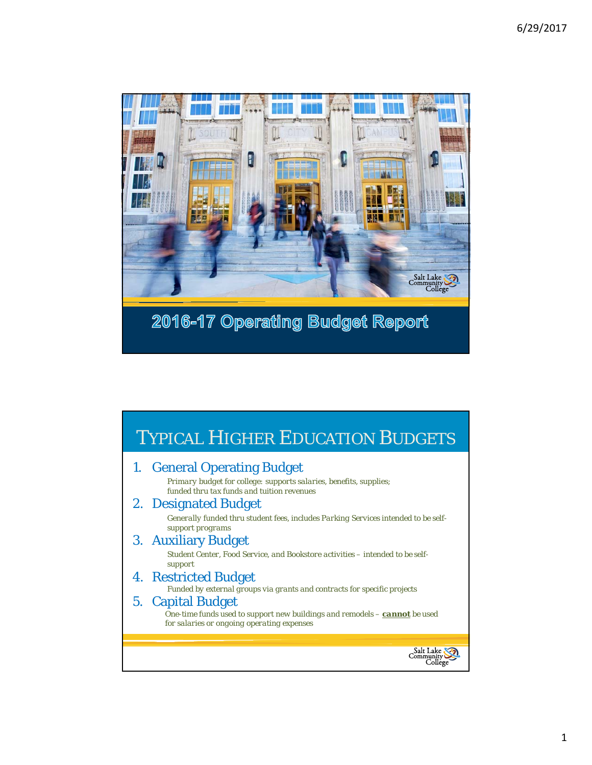# 2016-17 Operating Budget Report

## TYPICAL HIGHER EDUCATION BUDGETS

1. General Operating Budget

   *Primary budget for college: supports salaries, benefits, supplies; funded thru tax funds and tuition revenues*

2. Designated Budget

   *Generally funded thru student fees, includes Parking Services intended to be self-support programs*

3. Auxiliary Budget

   *Student Center, Food Service, and Bookstore activities – intended to be self-support*

4. Restricted Budget

   *Funded by external groups via grants and contracts for specific projects*

5. Capital Budget

   *One-time funds used to support new buildings and remodels –* ***cannot*** *be used for salaries or ongoing operating expenses*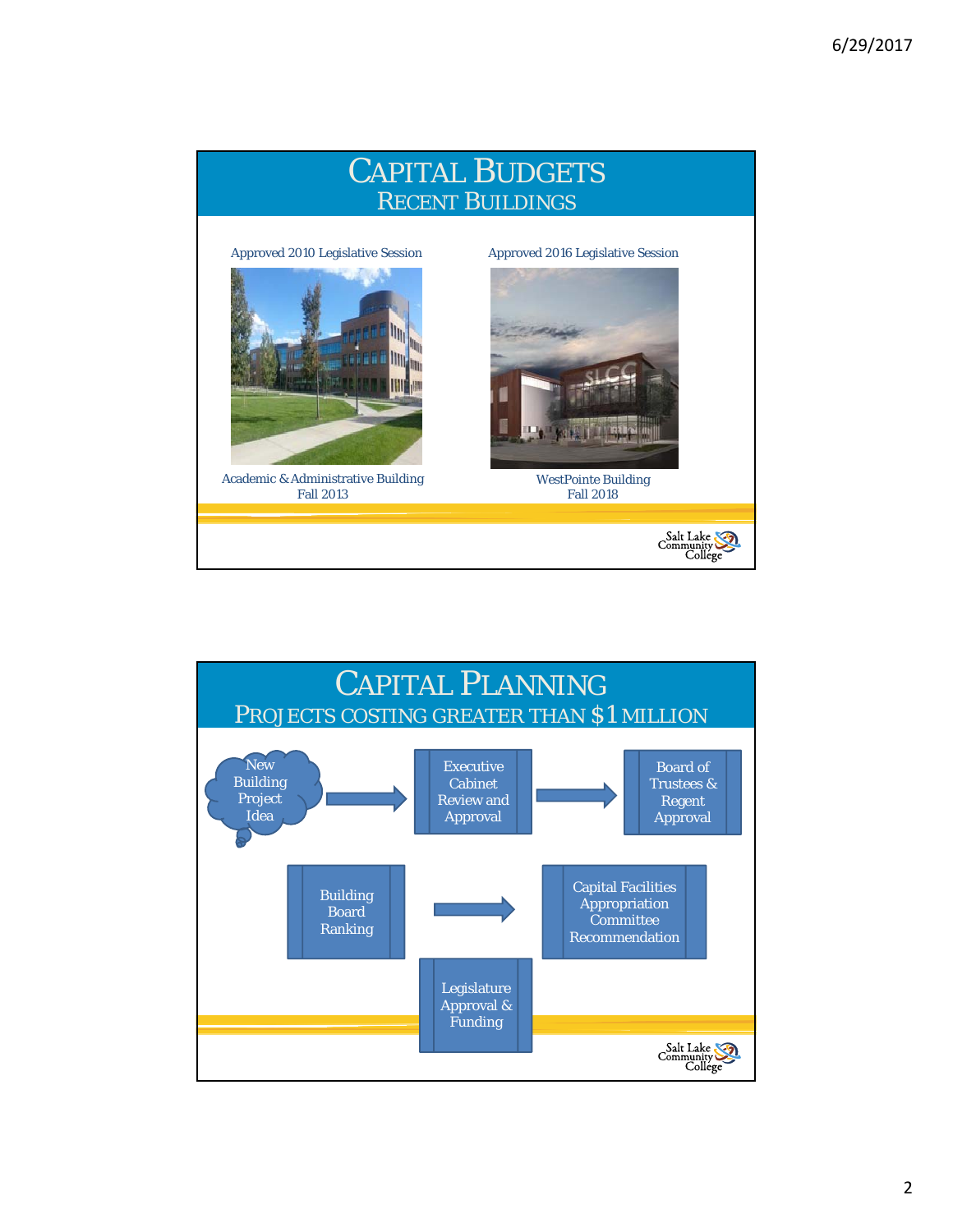# Capital Budgets
## Recent Buildings

Approved 2010 Legislative Session

Academic & Administrative Building
Fall 2013

Approved 2016 Legislative Session

WestPointe Building
Fall 2018

# Capital Planning
## Projects Costing Greater Than $1 Million

- New Building Project Idea
- Executive Cabinet Review and Approval
- Board of Trustees & Regent Approval
- Building Board Ranking
- Capital Facilities Appropriation Committee Recommendation
- Legislature Approval & Funding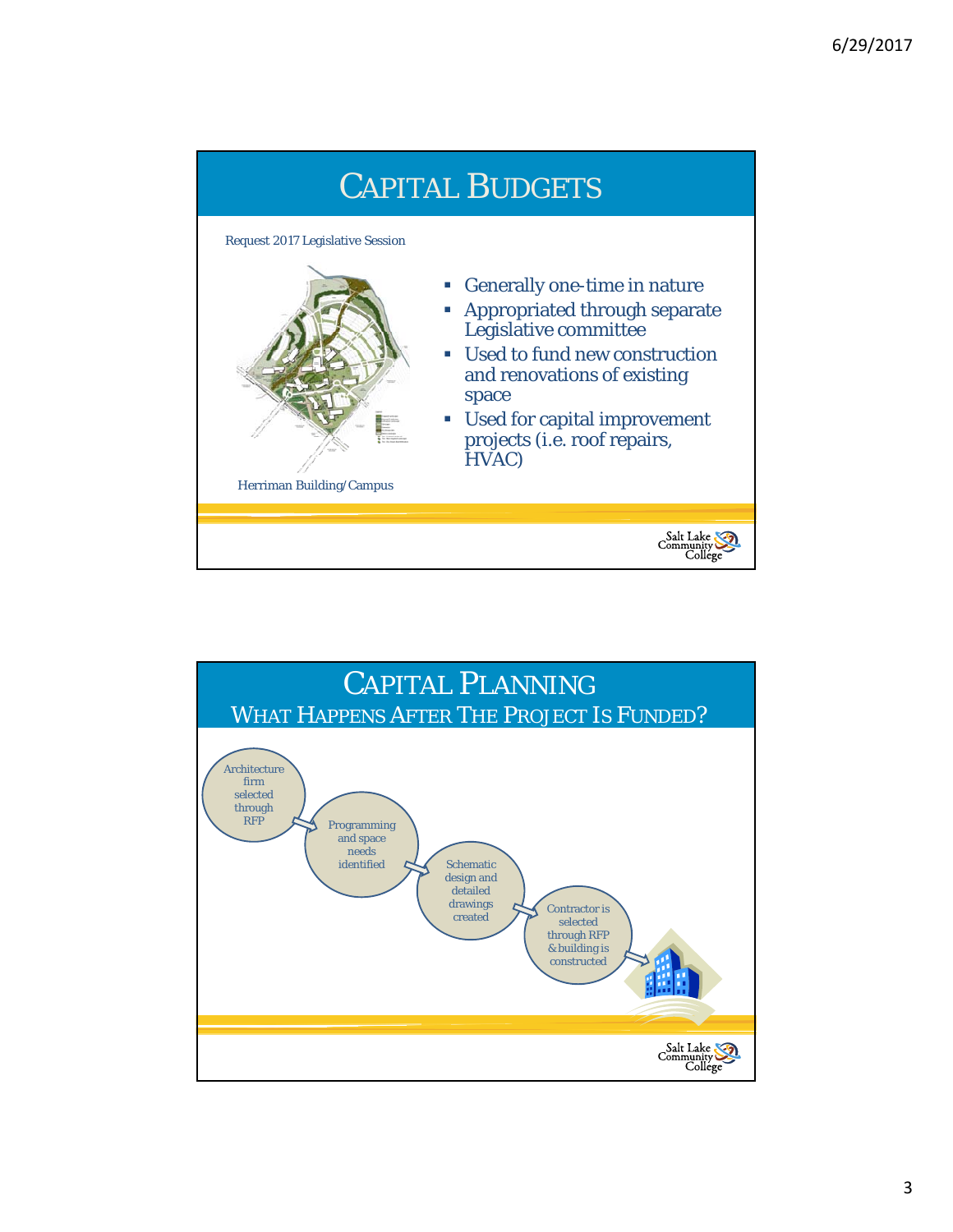# CAPITAL BUDGETS

Request 2017 Legislative Session

- Generally one-time in nature
- Appropriated through separate Legislative committee
- Used to fund new construction and renovations of existing space
- Used for capital improvement projects (i.e. roof repairs, HVAC)

Herriman Building/Campus

# CAPITAL PLANNING

## WHAT HAPPENS AFTER THE PROJECT IS FUNDED?

Architecture firm selected through RFP → Programming and space needs identified → Schematic design and detailed drawings created → Contractor is selected through RFP & building is constructed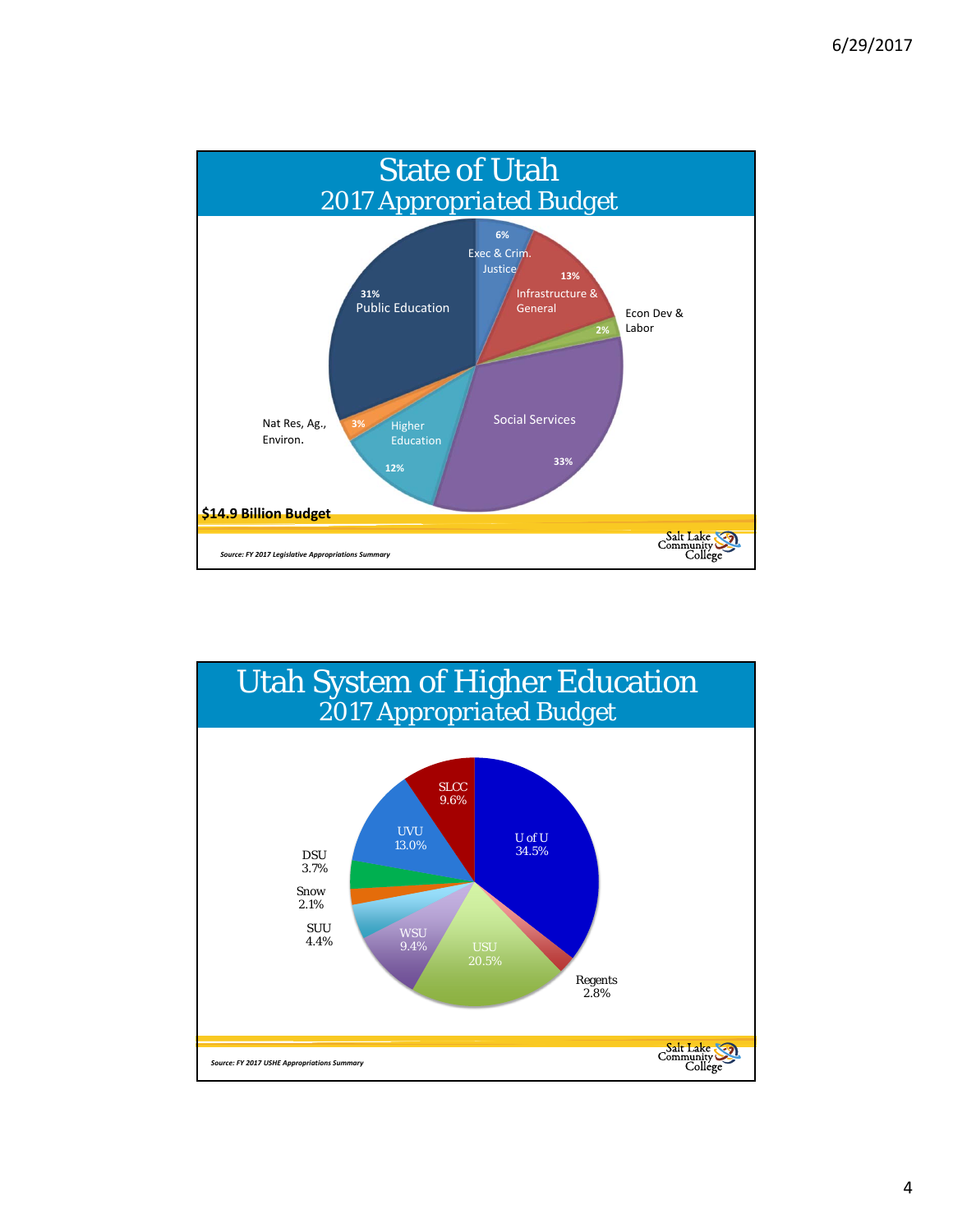# State of Utah
## 2017 Appropriated Budget

| Category | Share |
| --- | --- |
| Exec & Crim. Justice | 6% |
| Infrastructure & General | 13% |
| Econ Dev & Labor | 2% |
| Social Services | 33% |
| Higher Education | 12% |
| Nat Res, Ag., Environ. | 3% |
| Public Education | 31% |

**$14.9 Billion Budget**

*Source: FY 2017 Legislative Appropriations Summary*

# Utah System of Higher Education
## 2017 Appropriated Budget

| Institution | Share |
| --- | --- |
| U of U | 34.5% |
| Regents | 2.8% |
| USU | 20.5% |
| WSU | 9.4% |
| SUU | 4.4% |
| Snow | 2.1% |
| DSU | 3.7% |
| UVU | 13.0% |
| SLCC | 9.6% |

*Source: FY 2017 USHE Appropriations Summary*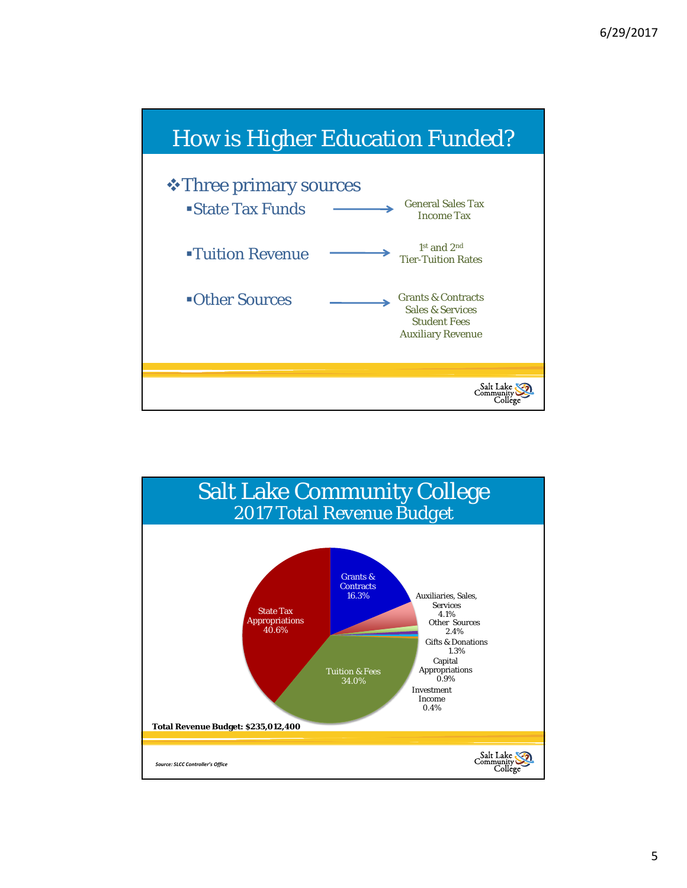# How is Higher Education Funded?

- Three primary sources
  - State Tax Funds → General Sales Tax, Income Tax
  - Tuition Revenue → 1st and 2nd Tier-Tuition Rates
  - Other Sources → Grants & Contracts, Sales & Services, Student Fees, Auxiliary Revenue

# Salt Lake Community College
## 2017 Total Revenue Budget

| Source | Percent |
| --- | --- |
| State Tax Appropriations | 40.6% |
| Tuition & Fees | 34.0% |
| Grants & Contracts | 16.3% |
| Auxiliaries, Sales, Services | 4.1% |
| Other Sources | 2.4% |
| Gifts & Donations | 1.3% |
| Capital Appropriations | 0.9% |
| Investment Income | 0.4% |

**Total Revenue Budget: $235,012,400**

*Source: SLCC Controller's Office*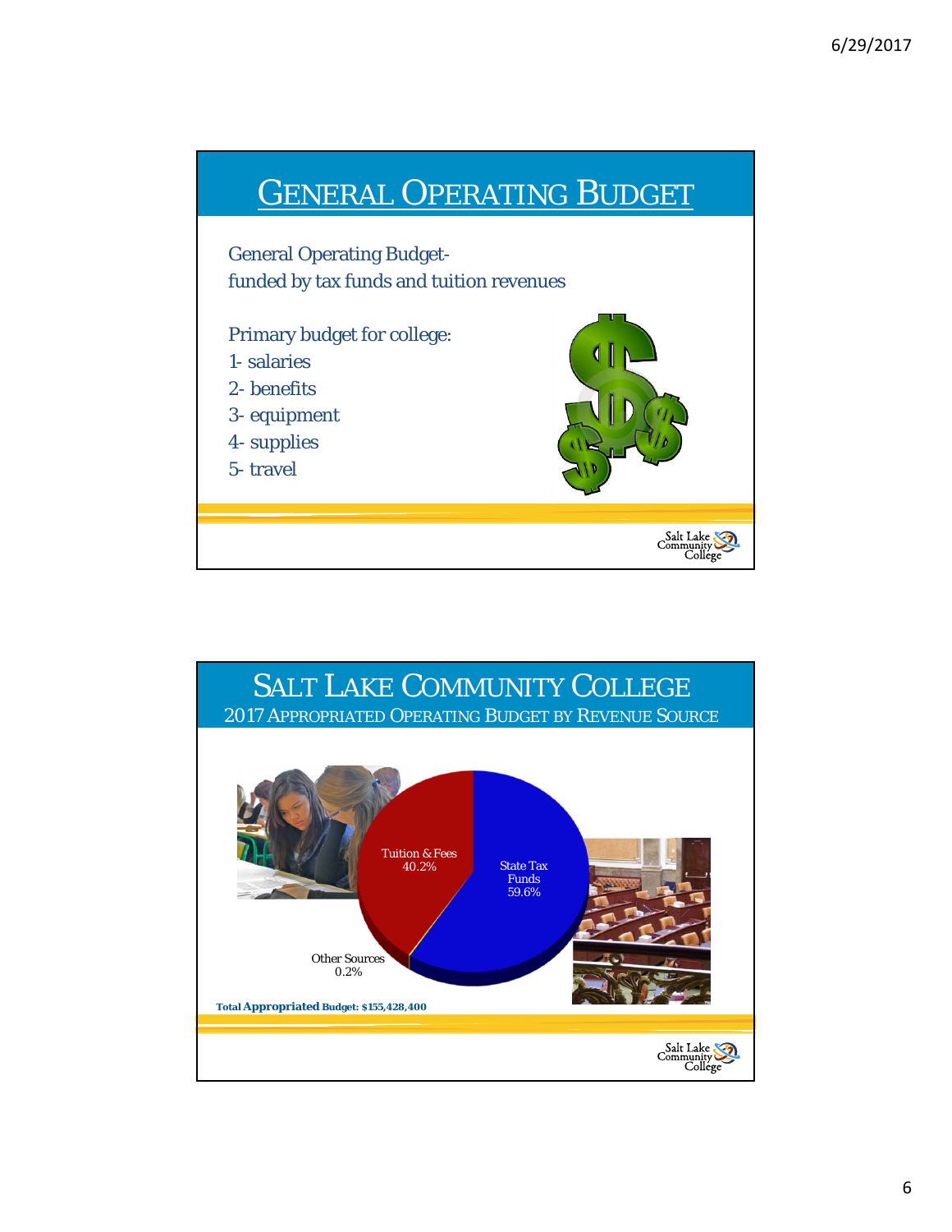# General Operating Budget

General Operating Budget-
funded by tax funds and tuition revenues

Primary budget for college:

1- salaries
2- benefits
3- equipment
4- supplies
5- travel

# Salt Lake Community College

## 2017 Appropriated Operating Budget by Revenue Source

Tuition & Fees 40.2%

State Tax Funds 59.6%

Other Sources 0.2%

**Total Appropriated Budget: $155,428,400**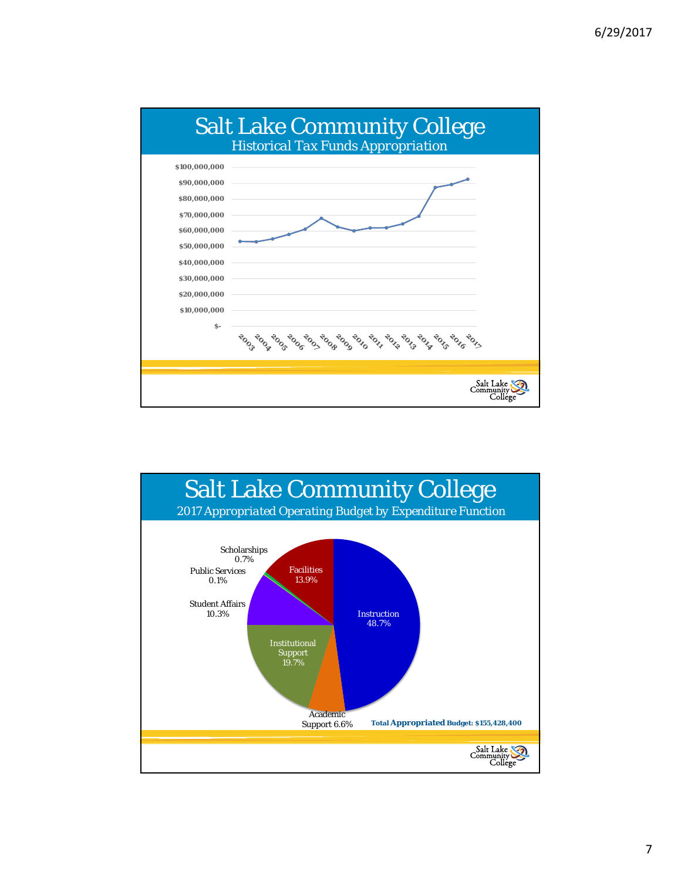# Salt Lake Community College

## Historical Tax Funds Appropriation

$100,000,000
$90,000,000
$80,000,000
$70,000,000
$60,000,000
$50,000,000
$40,000,000
$30,000,000
$20,000,000
$10,000,000
$-

2003 2004 2005 2006 2007 2008 2009 2010 2011 2012 2013 2014 2015 2016 2017

# Salt Lake Community College

## 2017 Appropriated Operating Budget by Expenditure Function

- Instruction 48.7%
- Institutional Support 19.7%
- Facilities 13.9%
- Student Affairs 10.3%
- Academic Support 6.6%
- Scholarships 0.7%
- Public Services 0.1%

**Total Appropriated Budget: $155,428,400**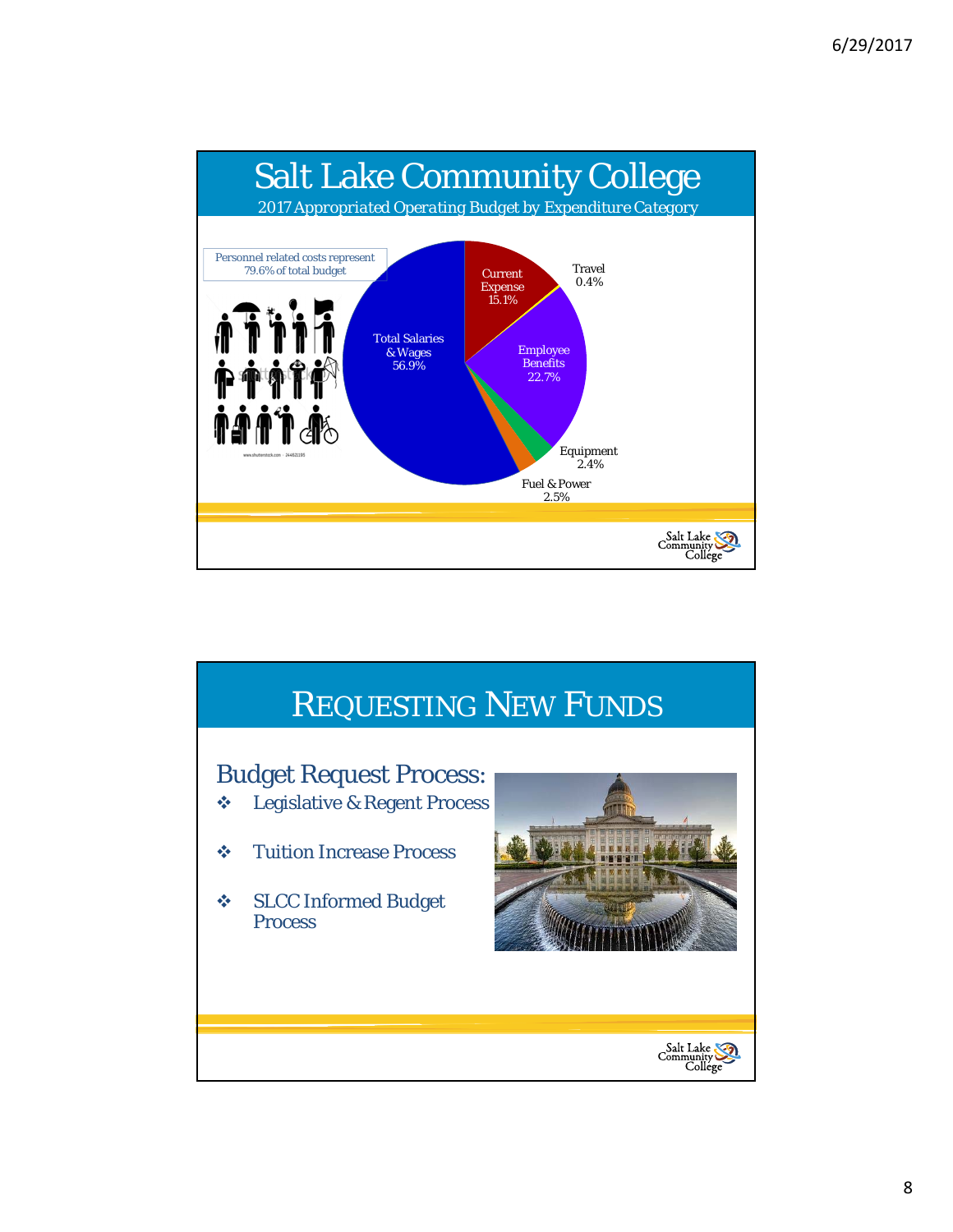# Salt Lake Community College

*2017 Appropriated Operating Budget by Expenditure Category*

Personnel related costs represent 79.6% of total budget

| Category | Percent |
| --- | --- |
| Total Salaries & Wages | 56.9% |
| Current Expense | 15.1% |
| Travel | 0.4% |
| Employee Benefits | 22.7% |
| Equipment | 2.4% |
| Fuel & Power | 2.5% |

# REQUESTING NEW FUNDS

## Budget Request Process:

- Legislative & Regent Process
- Tuition Increase Process
- SLCC Informed Budget Process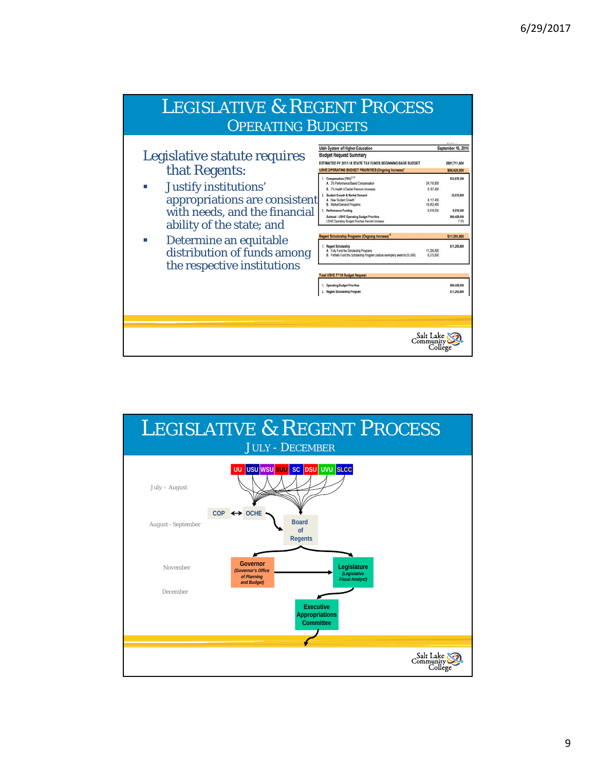# Legislative & Regent Process

## Operating Budgets

Legislative statute requires that Regents:

- Justify institutions' appropriations are consistent with needs, and the financial ability of the state; and
- Determine an equitable distribution of funds among the respective institutions

**Utah System of Higher Education** — September 16, 2016

**Budget Request Summary**

| | | |
|---|---|---|
| ESTIMATED FY 2017-18 STATE TAX FUNDS BEGINNING BASE BUDGET | | $881,711,600 |
| **USHE OPERATING BUDGET PRIORITIES (Ongoing Increase)** | | **$66,428,000** |
| 1. Compensation (75%) | | $32,878,200 |
| A. 3% Performance Based Compensation | 24,710,800 | |
| B. 7% Health & Dental Premium Increases | 8,167,400 | |
| 2. Student Growth & Market Demand | | 23,570,800 |
| A. New Student Growth | 4,117,400 | |
| B. Market Demand Programs | 19,453,400 | |
| 3. Performance Funding | 9,979,000 | 9,979,000 |
| Subtotal - USHE Operating Budget Priorities | | $66,428,000 |
| USHE Operating Budget Priorities Percent Increase | | 7.5% |
| **Regent Scholarship Programs (Ongoing Increase)** | | **$11,205,800** |
| 1. Regent Scholarship | | $11,205,800 |
| A. Fully Fund the Scholarship Programs | 11,205,800 | |
| B. Partially Fund the Scholarship Program (reduce exemplary award to $1,000) | 8,375,800 | |
| **Total USHE FY18 Budget Request** | | |
| 1. Operating Budget Priorities | | $66,428,000 |
| 2. Regent Scholarship Program | | $11,205,800 |

# Legislative & Regent Process

## July - December

- **July – August:** UU, USU, WSU, SUU, SC, DSU, UVU, SLCC → OCHE
- **August - September:** COP ↔ OCHE → Board of Regents
- **November:** Board of Regents → Governor (Governor's Office of Planning and Budget) and Legislature (Legislative Fiscal Analyst); Governor → Legislature
- **December:** Legislature → Executive Appropriations Committee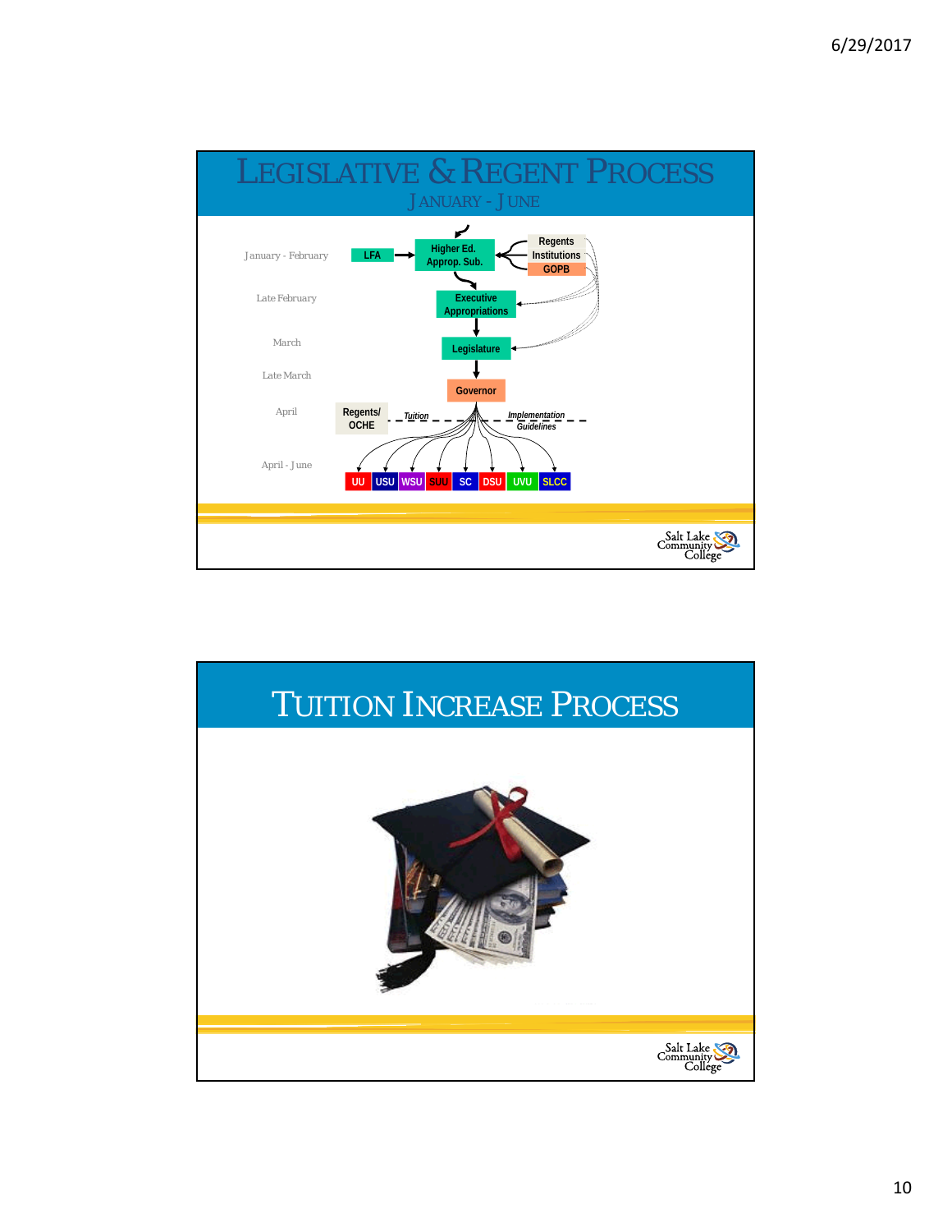# Legislative & Regent Process

## January - June

| Timeline | Process |
|---|---|
| January - February | LFA → Higher Ed. Approp. Sub. ← Regents / Institutions / GOPB |
| Late February | Executive Appropriations |
| March | Legislature |
| Late March | Governor |
| April | Regents/ OCHE — *Tuition* — *Implementation Guidelines* |
| April - June | UU, USU, WSU, SUU, SC, DSU, UVU, SLCC |

Salt Lake Community College

# Tuition Increase Process

Salt Lake Community College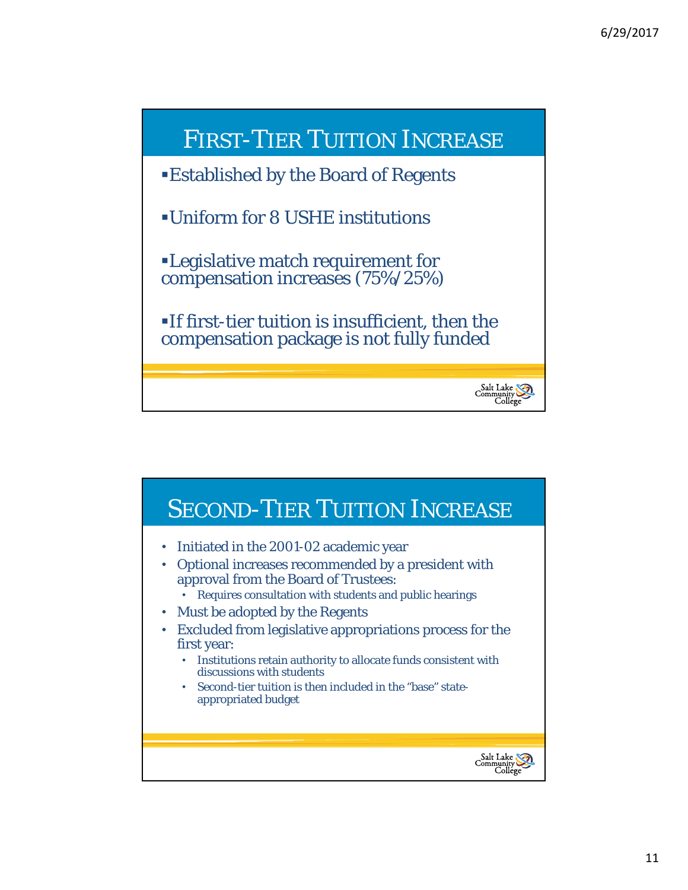## First-Tier Tuition Increase

- Established by the Board of Regents
- Uniform for 8 USHE institutions
- Legislative match requirement for compensation increases (75%/25%)
- If first-tier tuition is insufficient, then the compensation package is not fully funded

Salt Lake Community College

## Second-Tier Tuition Increase

- Initiated in the 2001-02 academic year
- Optional increases recommended by a president with approval from the Board of Trustees:
  - Requires consultation with students and public hearings
- Must be adopted by the Regents
- Excluded from legislative appropriations process for the first year:
  - Institutions retain authority to allocate funds consistent with discussions with students
  - Second-tier tuition is then included in the "base" state-appropriated budget

Salt Lake Community College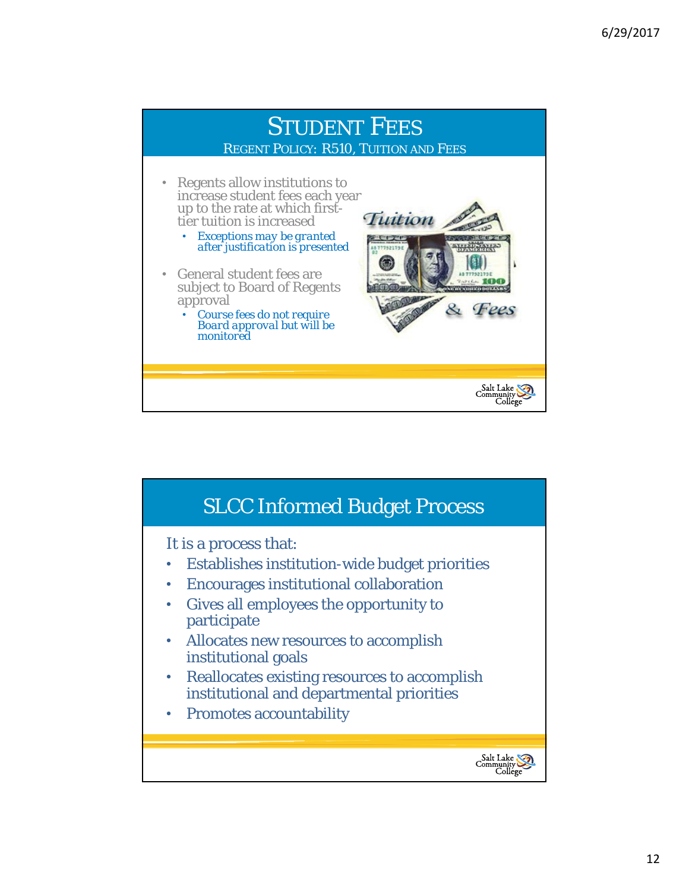# Student Fees

## Regent Policy: R510, Tuition and Fees

- Regents allow institutions to increase student fees each year up to the rate at which first-tier tuition is increased
  - *Exceptions may be granted after justification is presented*
- General student fees are subject to Board of Regents approval
  - *Course fees do not require Board approval but will be monitored*

# SLCC Informed Budget Process

It is a process that:

- Establishes institution-wide budget priorities
- Encourages institutional collaboration
- Gives all employees the opportunity to participate
- Allocates new resources to accomplish institutional goals
- Reallocates existing resources to accomplish institutional and departmental priorities
- Promotes accountability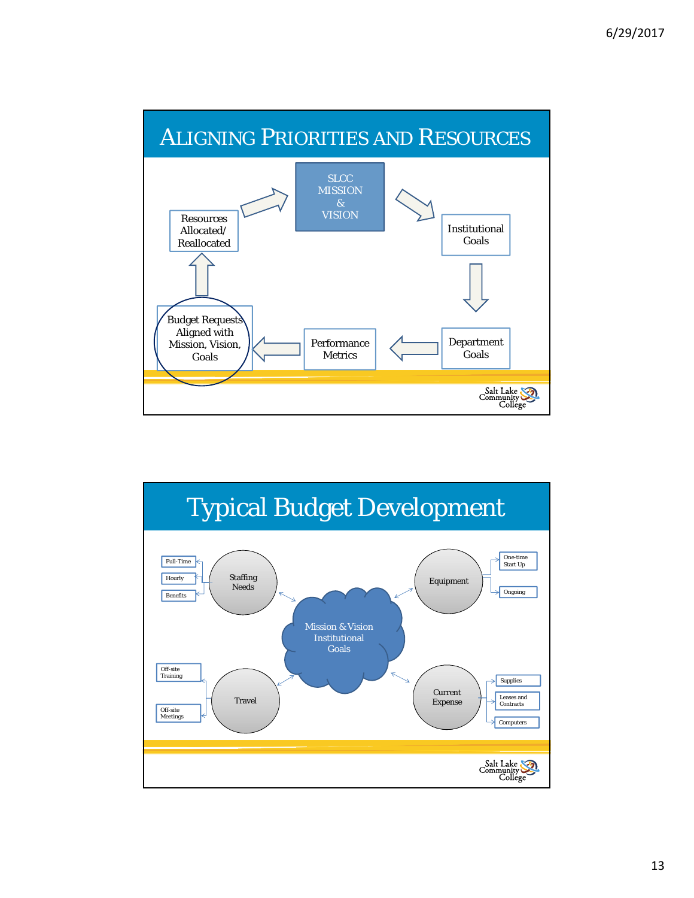## ALIGNING PRIORITIES AND RESOURCES

- SLCC MISSION & VISION
- Institutional Goals
- Department Goals
- Performance Metrics
- Budget Requests Aligned with Mission, Vision, Goals
- Resources Allocated/ Reallocated

## Typical Budget Development

**Mission & Vision Institutional Goals**

- Staffing Needs
  - Full-Time
  - Hourly
  - Benefits
- Equipment
  - One-time Start Up
  - Ongoing
- Travel
  - Off-site Training
  - Off-site Meetings
- Current Expense
  - Supplies
  - Leases and Contracts
  - Computers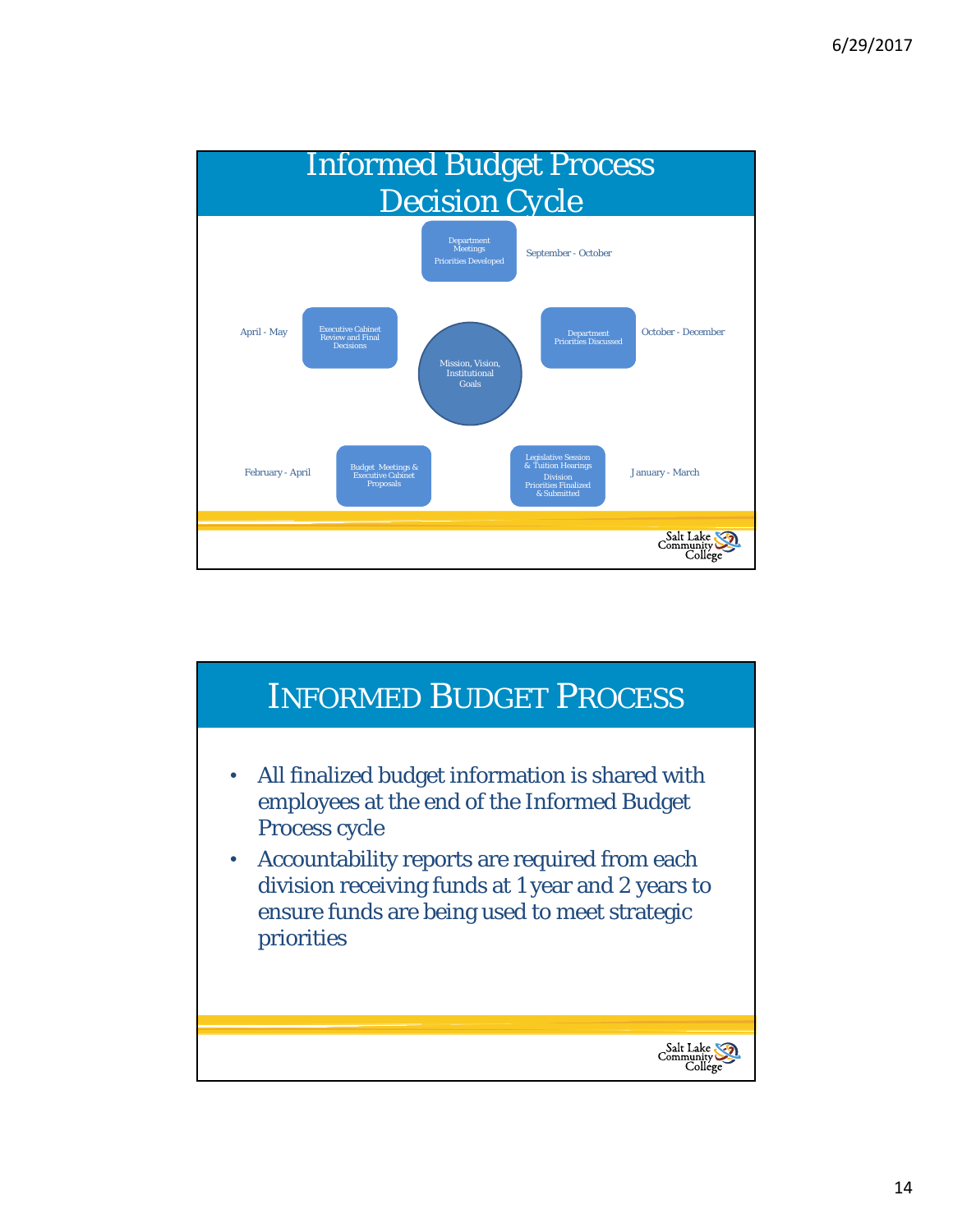# Informed Budget Process Decision Cycle

Mission, Vision, Institutional Goals

- **September - October**: Department Meetings Priorities Developed
- **October - December**: Department Priorities Discussed
- **January - March**: Legislative Session & Tuition Hearings Division Priorities Finalized & Submitted
- **February - April**: Budget Meetings & Executive Cabinet Proposals
- **April - May**: Executive Cabinet Review and Final Decisions

Salt Lake Community College

# Informed Budget Process

- All finalized budget information is shared with employees at the end of the Informed Budget Process cycle
- Accountability reports are required from each division receiving funds at 1 year and 2 years to ensure funds are being used to meet strategic priorities

Salt Lake Community College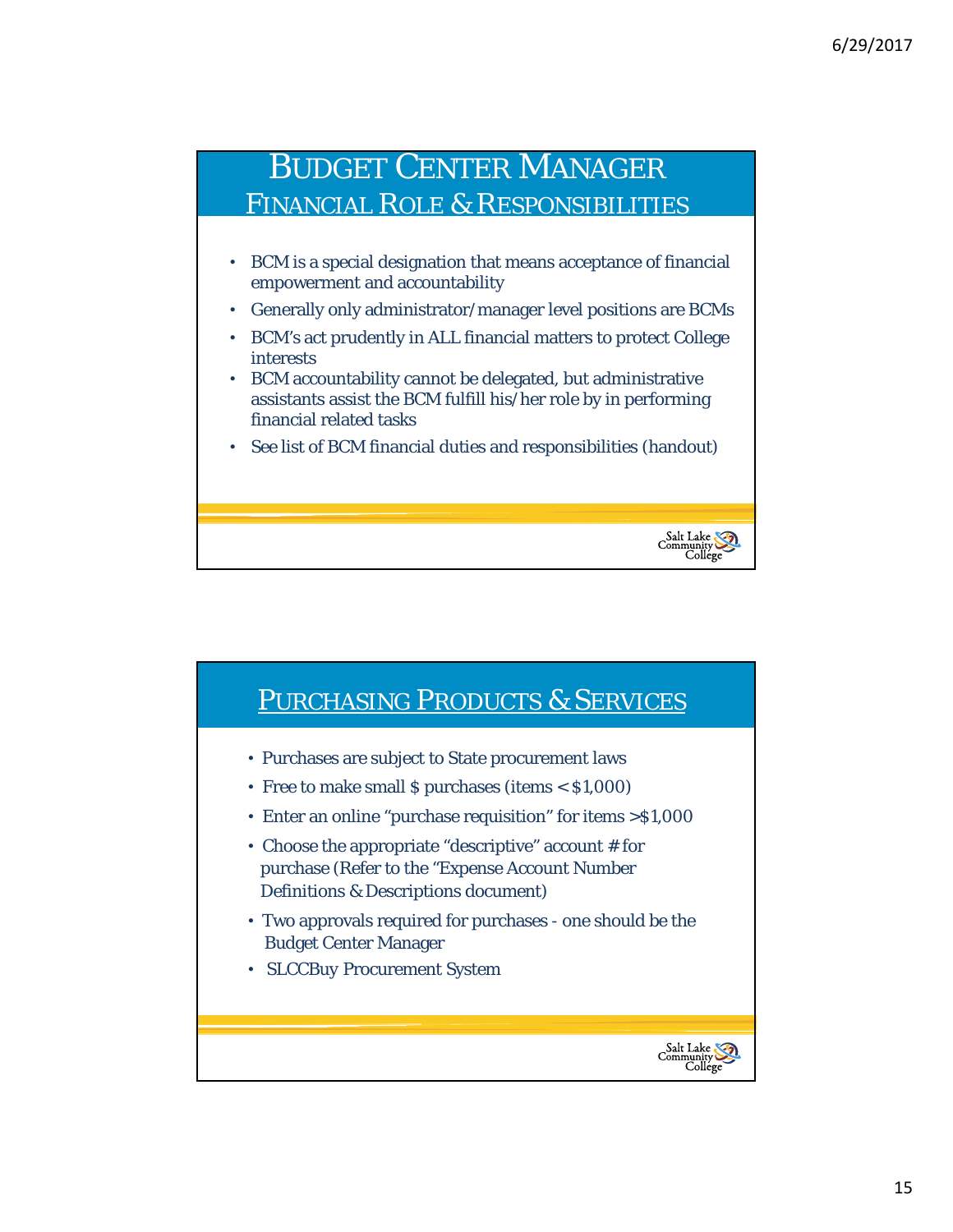## Budget Center Manager
### Financial Role & Responsibilities

- BCM is a special designation that means acceptance of financial empowerment and accountability
- Generally only administrator/manager level positions are BCMs
- BCM's act prudently in ALL financial matters to protect College interests
- BCM accountability cannot be delegated, but administrative assistants assist the BCM fulfill his/her role by in performing financial related tasks
- See list of BCM financial duties and responsibilities (handout)

## Purchasing Products & Services

- Purchases are subject to State procurement laws
- Free to make small $ purchases (items < $1,000)
- Enter an online "purchase requisition" for items >$1,000
- Choose the appropriate "descriptive" account # for purchase (Refer to the "Expense Account Number Definitions & Descriptions document)
- Two approvals required for purchases - one should be the Budget Center Manager
- SLCCBuy Procurement System